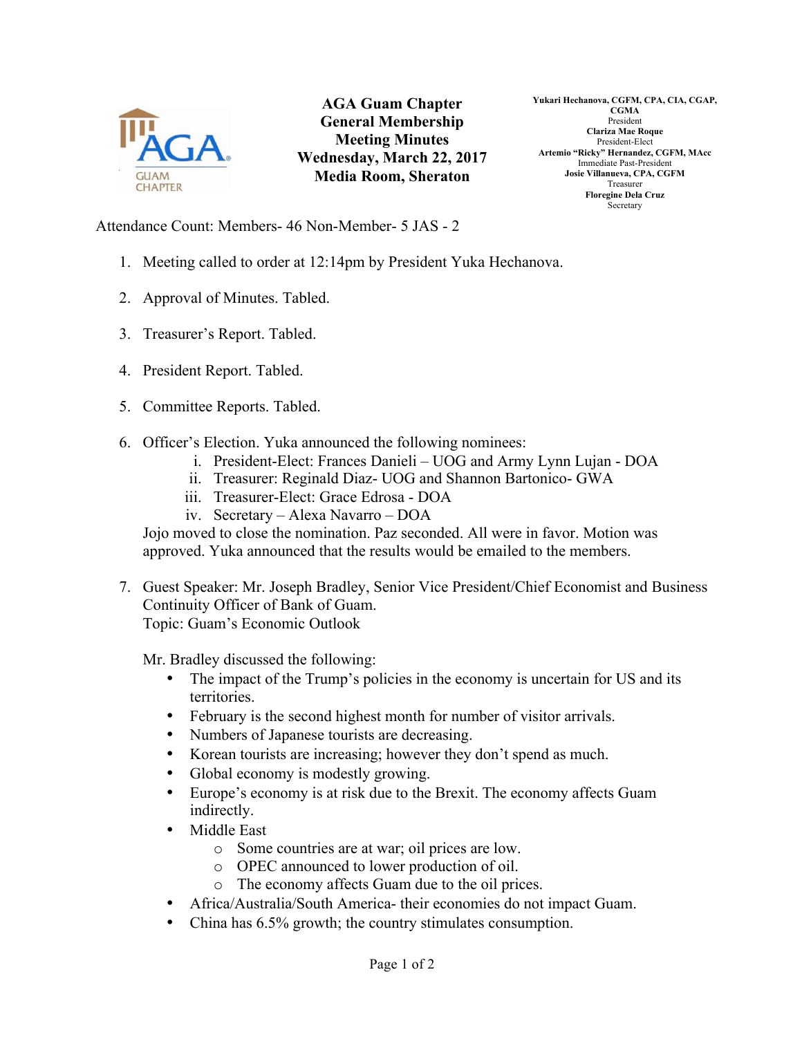**AGA Guam Chapter**
**General Membership**
**Meeting Minutes**
**Wednesday, March 22, 2017**
**Media Room, Sheraton**

**Yukari Hechanova, CGFM, CPA, CIA, CGAP, CGMA**
President
**Clariza Mae Roque**
President-Elect
**Artemio "Ricky" Hernandez, CGFM, MAcc**
Immediate Past-President
**Josie Villanueva, CPA, CGFM**
Treasurer
**Floregine Dela Cruz**
Secretary

Attendance Count: Members- 46 Non-Member- 5 JAS - 2

1. Meeting called to order at 12:14pm by President Yuka Hechanova.

2. Approval of Minutes. Tabled.

3. Treasurer's Report. Tabled.

4. President Report. Tabled.

5. Committee Reports. Tabled.

6. Officer's Election. Yuka announced the following nominees:
   i. President-Elect: Frances Danieli – UOG and Army Lynn Lujan - DOA
   ii. Treasurer: Reginald Diaz- UOG and Shannon Bartonico- GWA
   iii. Treasurer-Elect: Grace Edrosa - DOA
   iv. Secretary – Alexa Navarro – DOA

   Jojo moved to close the nomination. Paz seconded. All were in favor. Motion was approved. Yuka announced that the results would be emailed to the members.

7. Guest Speaker: Mr. Joseph Bradley, Senior Vice President/Chief Economist and Business Continuity Officer of Bank of Guam.
   Topic: Guam's Economic Outlook

   Mr. Bradley discussed the following:
   - The impact of the Trump's policies in the economy is uncertain for US and its territories.
   - February is the second highest month for number of visitor arrivals.
   - Numbers of Japanese tourists are decreasing.
   - Korean tourists are increasing; however they don't spend as much.
   - Global economy is modestly growing.
   - Europe's economy is at risk due to the Brexit. The economy affects Guam indirectly.
   - Middle East
     - Some countries are at war; oil prices are low.
     - OPEC announced to lower production of oil.
     - The economy affects Guam due to the oil prices.
   - Africa/Australia/South America- their economies do not impact Guam.
   - China has 6.5% growth; the country stimulates consumption.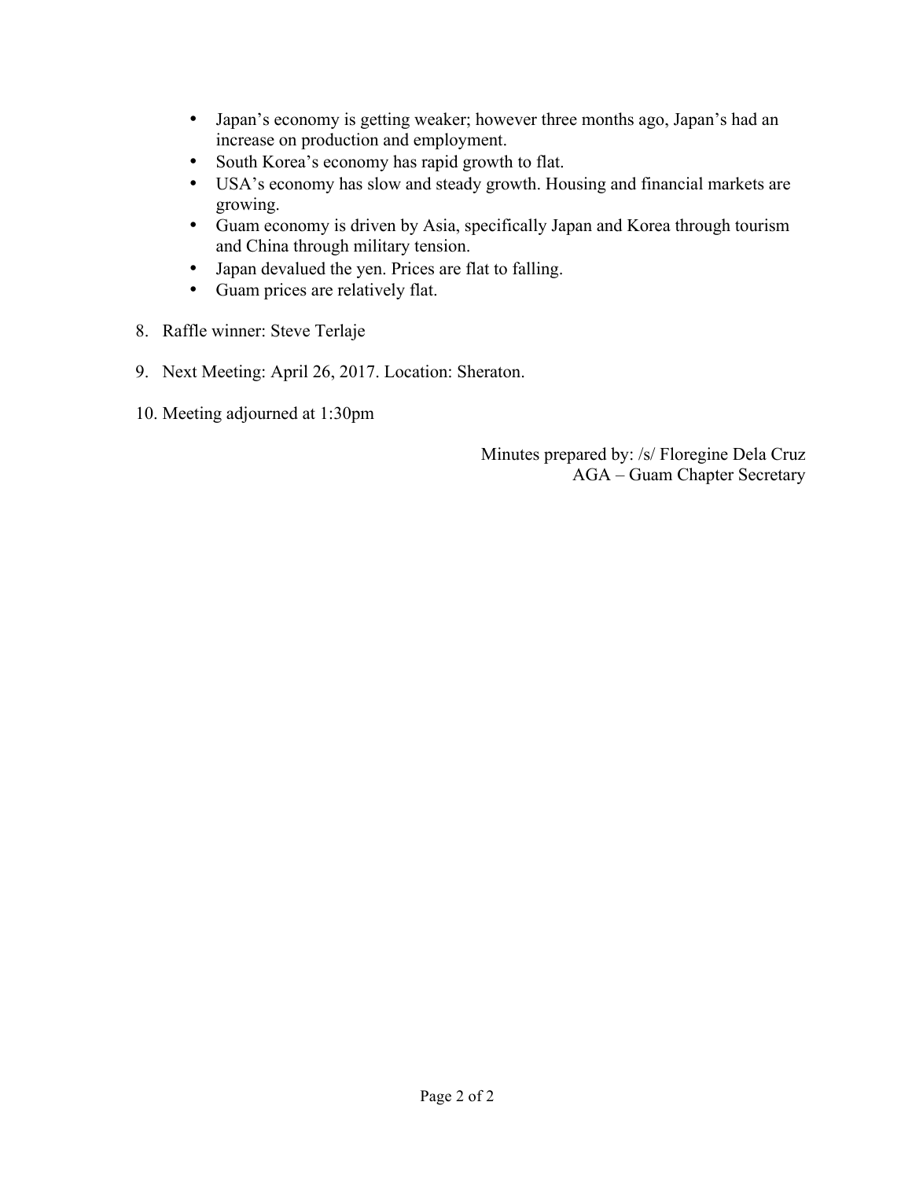- Japan's economy is getting weaker; however three months ago, Japan's had an increase on production and employment.
- South Korea's economy has rapid growth to flat.
- USA's economy has slow and steady growth. Housing and financial markets are growing.
- Guam economy is driven by Asia, specifically Japan and Korea through tourism and China through military tension.
- Japan devalued the yen. Prices are flat to falling.
- Guam prices are relatively flat.

8. Raffle winner: Steve Terlaje

9. Next Meeting: April 26, 2017. Location: Sheraton.

10. Meeting adjourned at 1:30pm

Minutes prepared by: /s/ Floregine Dela Cruz
AGA – Guam Chapter Secretary